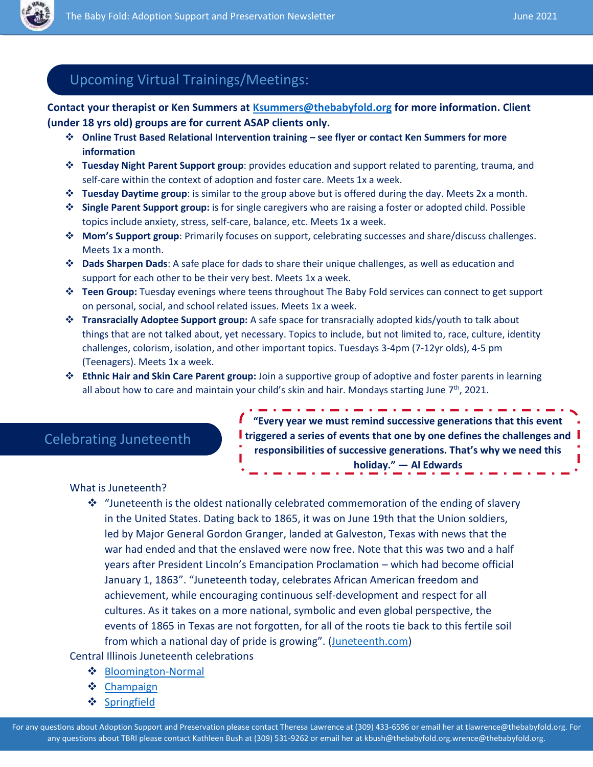## Upcoming Virtual Trainings/Meetings:

**Contact your therapist or Ken Summers at [Ksummers@thebabyfold.org](mailto:Ksummers@thebabyfold.org) for more information. Client (under 18 yrs old) groups are for current ASAP clients only.**

- **Online Trust Based Relational Intervention training – see flyer or contact Ken Summers for more information**
- **Tuesday Night Parent Support group**: provides education and support related to parenting, trauma, and self-care within the context of adoption and foster care. Meets 1x a week.
- **Tuesday Daytime group**: is similar to the group above but is offered during the day. Meets 2x a month.
- **Single Parent Support group:** is for single caregivers who are raising a foster or adopted child. Possible topics include anxiety, stress, self-care, balance, etc. Meets 1x a week.
- **Mom's Support group**: Primarily focuses on support, celebrating successes and share/discuss challenges. Meets 1x a month.
- **Dads Sharpen Dads**: A safe place for dads to share their unique challenges, as well as education and support for each other to be their very best. Meets 1x a week.
- **Teen Group:** Tuesday evenings where teens throughout The Baby Fold services can connect to get support on personal, social, and school related issues. Meets 1x a week.
- **Transracially Adoptee Support group:** A safe space for transracially adopted kids/youth to talk about things that are not talked about, yet necessary. Topics to include, but not limited to, race, culture, identity challenges, colorism, isolation, and other important topics. Tuesdays 3-4pm (7-12yr olds), 4-5 pm (Teenagers). Meets 1x a week.
- **Ethnic Hair and Skin Care Parent group:** Join a supportive group of adoptive and foster parents in learning all about how to care and maintain your child's skin and hair. Mondays starting June 7th, 2021.

## Celebrating Juneteenth

> **"Every year we must remind successive generations that this event triggered a series of events that one by one defines the challenges and responsibilities of successive generations. That's why we need this holiday." — Al Edwards**

What is Juneteenth?

- "Juneteenth is the oldest nationally celebrated commemoration of the ending of slavery in the United States. Dating back to 1865, it was on June 19th that the Union soldiers, led by Major General Gordon Granger, landed at Galveston, Texas with news that the war had ended and that the enslaved were now free. Note that this was two and a half years after President Lincoln's Emancipation Proclamation – which had become official January 1, 1863". "Juneteenth today, celebrates African American freedom and achievement, while encouraging continuous self-development and respect for all cultures. As it takes on a more national, symbolic and even global perspective, the events of 1865 in Texas are not forgotten, for all of the roots tie back to this fertile soil from which a national day of pride is growing". (Juneteenth.com)

Central Illinois Juneteenth celebrations

- Bloomington-Normal
- Champaign
- Springfield

For any questions about Adoption Support and Preservation please contact Theresa Lawrence at (309) 433-6596 or email her at tlawrence@thebabyfold.org. For any questions about TBRI please contact Kathleen Bush at (309) 531-9262 or email her at kbush@thebabyfold.org.wrence@thebabyfold.org.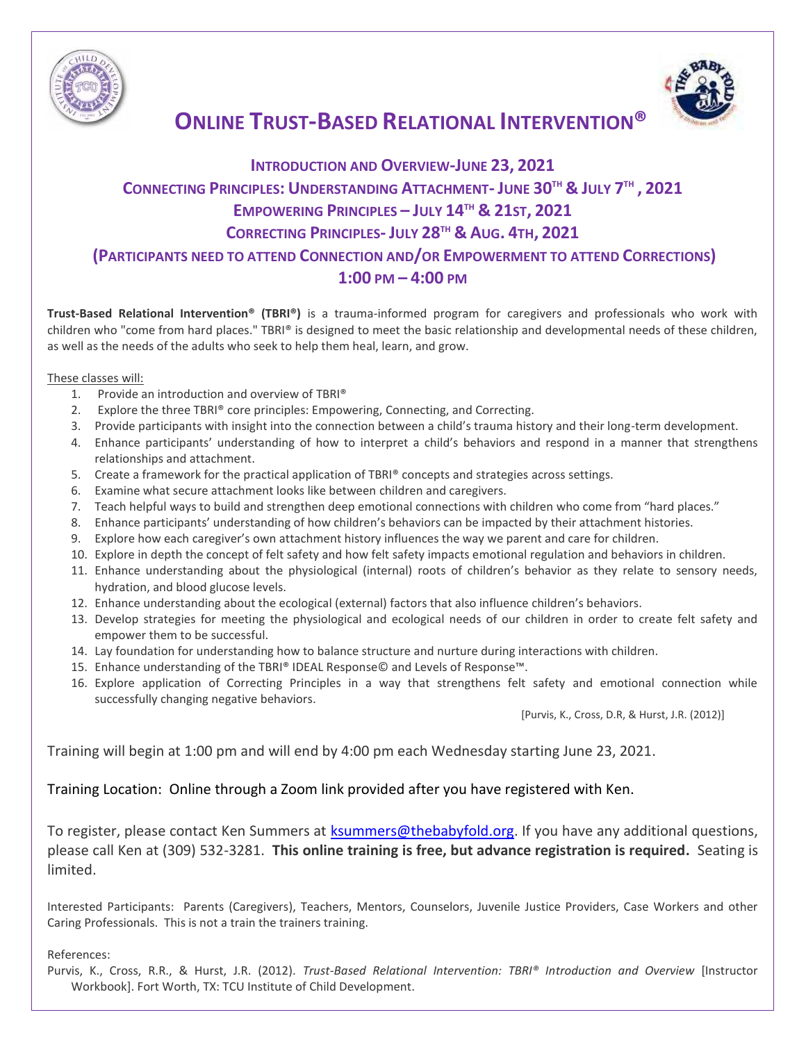# Online Trust-Based Relational Intervention®

## Introduction and Overview-June 23, 2021
## Connecting Principles: Understanding Attachment- June 30th & July 7th, 2021
## Empowering Principles – July 14th & 21st, 2021
## Correcting Principles- July 28th & Aug. 4th, 2021
## (Participants need to attend Connection and/or Empowerment to attend Corrections)
## 1:00 pm – 4:00 pm

**Trust-Based Relational Intervention® (TBRI®)** is a trauma-informed program for caregivers and professionals who work with children who "come from hard places." TBRI® is designed to meet the basic relationship and developmental needs of these children, as well as the needs of the adults who seek to help them heal, learn, and grow.

These classes will:

1. Provide an introduction and overview of TBRI®
2. Explore the three TBRI® core principles: Empowering, Connecting, and Correcting.
3. Provide participants with insight into the connection between a child's trauma history and their long-term development.
4. Enhance participants' understanding of how to interpret a child's behaviors and respond in a manner that strengthens relationships and attachment.
5. Create a framework for the practical application of TBRI® concepts and strategies across settings.
6. Examine what secure attachment looks like between children and caregivers.
7. Teach helpful ways to build and strengthen deep emotional connections with children who come from "hard places."
8. Enhance participants' understanding of how children's behaviors can be impacted by their attachment histories.
9. Explore how each caregiver's own attachment history influences the way we parent and care for children.
10. Explore in depth the concept of felt safety and how felt safety impacts emotional regulation and behaviors in children.
11. Enhance understanding about the physiological (internal) roots of children's behavior as they relate to sensory needs, hydration, and blood glucose levels.
12. Enhance understanding about the ecological (external) factors that also influence children's behaviors.
13. Develop strategies for meeting the physiological and ecological needs of our children in order to create felt safety and empower them to be successful.
14. Lay foundation for understanding how to balance structure and nurture during interactions with children.
15. Enhance understanding of the TBRI® IDEAL Response© and Levels of Response™.
16. Explore application of Correcting Principles in a way that strengthens felt safety and emotional connection while successfully changing negative behaviors.

[Purvis, K., Cross, D.R, & Hurst, J.R. (2012)]

Training will begin at 1:00 pm and will end by 4:00 pm each Wednesday starting June 23, 2021.

Training Location: Online through a Zoom link provided after you have registered with Ken.

To register, please contact Ken Summers at ksummers@thebabyfold.org. If you have any additional questions, please call Ken at (309) 532-3281. **This online training is free, but advance registration is required.** Seating is limited.

Interested Participants: Parents (Caregivers), Teachers, Mentors, Counselors, Juvenile Justice Providers, Case Workers and other Caring Professionals. This is not a train the trainers training.

References:

Purvis, K., Cross, R.R., & Hurst, J.R. (2012). *Trust-Based Relational Intervention: TBRI® Introduction and Overview* [Instructor Workbook]. Fort Worth, TX: TCU Institute of Child Development.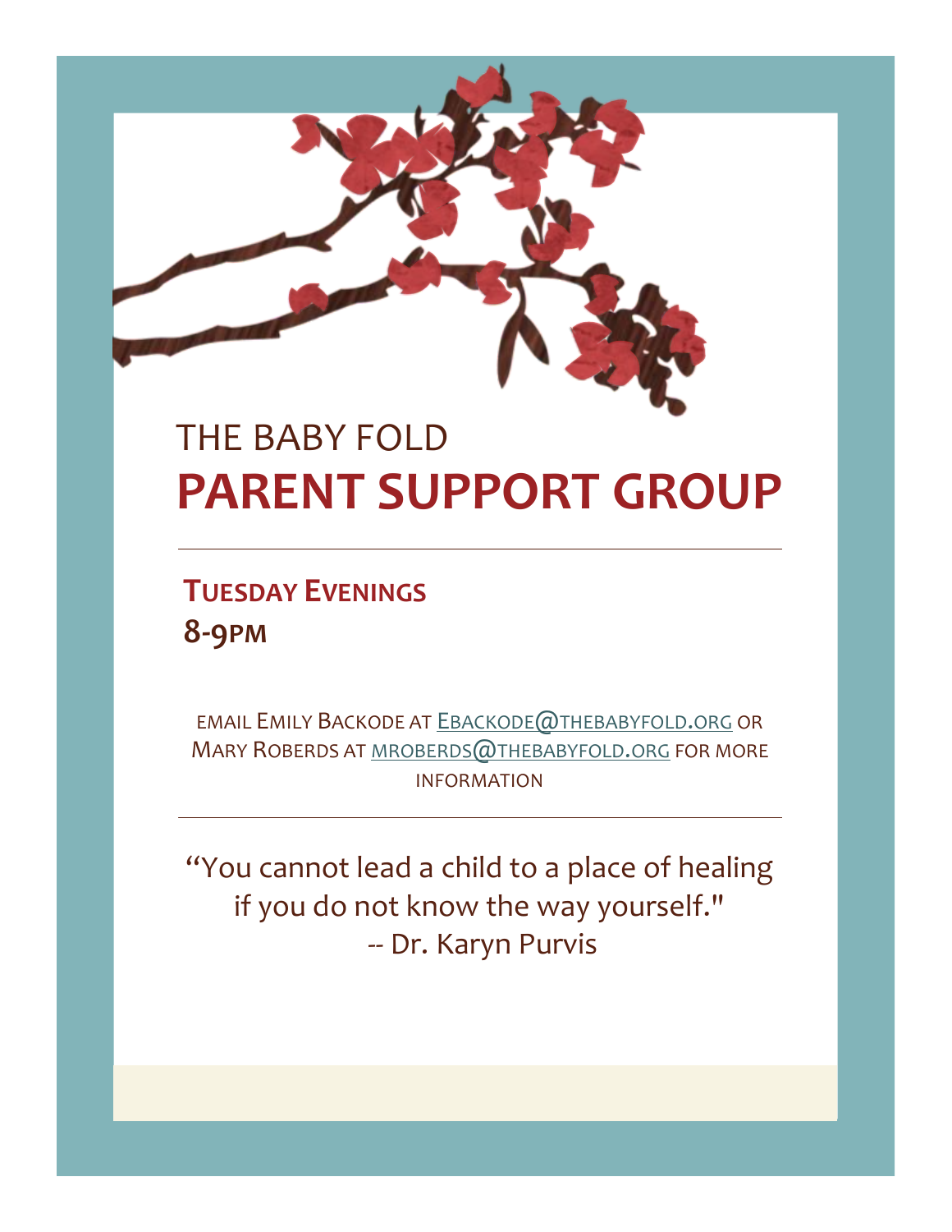THE BABY FOLD

# PARENT SUPPORT GROUP

**TUESDAY EVENINGS**
**8-9PM**

EMAIL EMILY BACKODE AT EBACKODE@THEBABYFOLD.ORG OR MARY ROBERDS AT MROBERDS@THEBABYFOLD.ORG FOR MORE INFORMATION

"You cannot lead a child to a place of healing if you do not know the way yourself."
-- Dr. Karyn Purvis